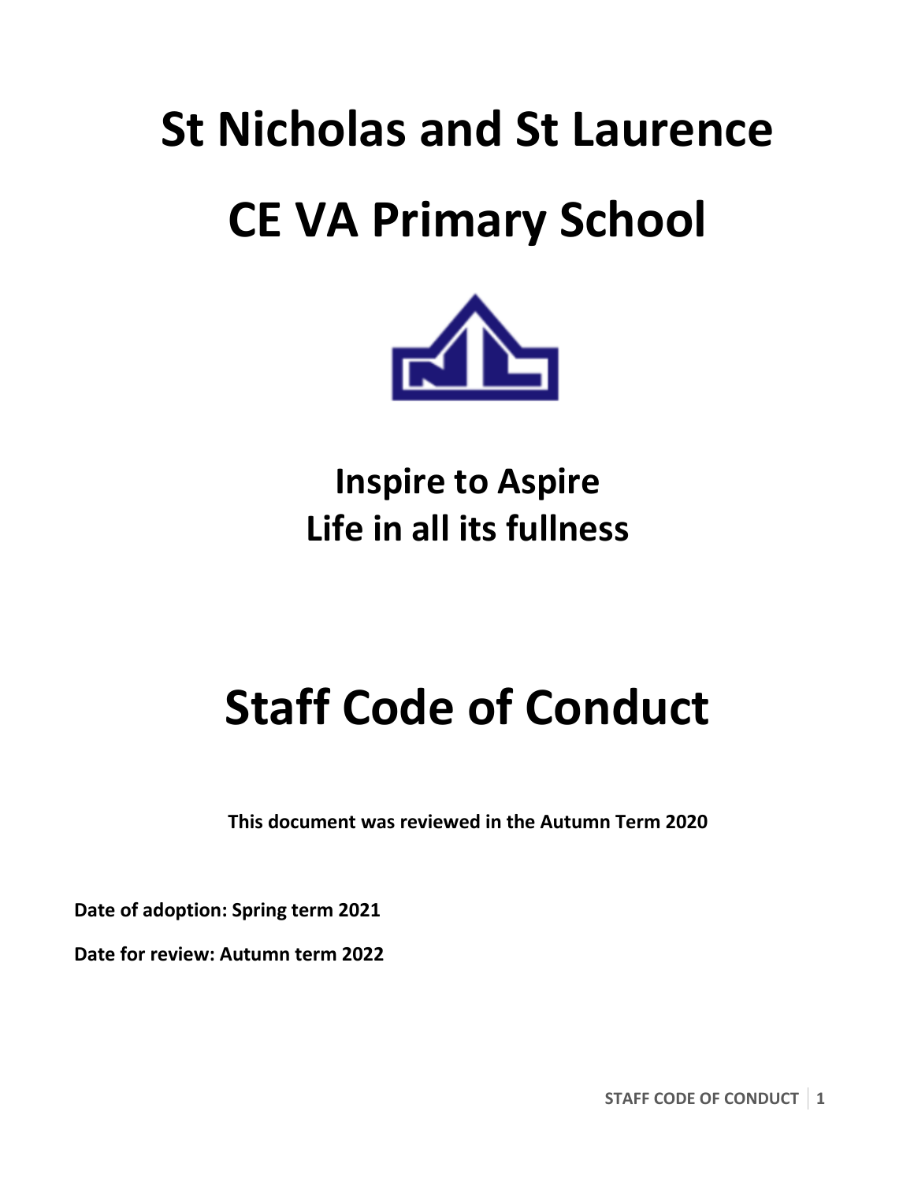# St Nicholas and St Laurence

# CE VA Primary School

**Inspire to Aspire**
**Life in all its fullness**

# Staff Code of Conduct

**This document was reviewed in the Autumn Term 2020**

**Date of adoption: Spring term 2021**

**Date for review: Autumn term 2022**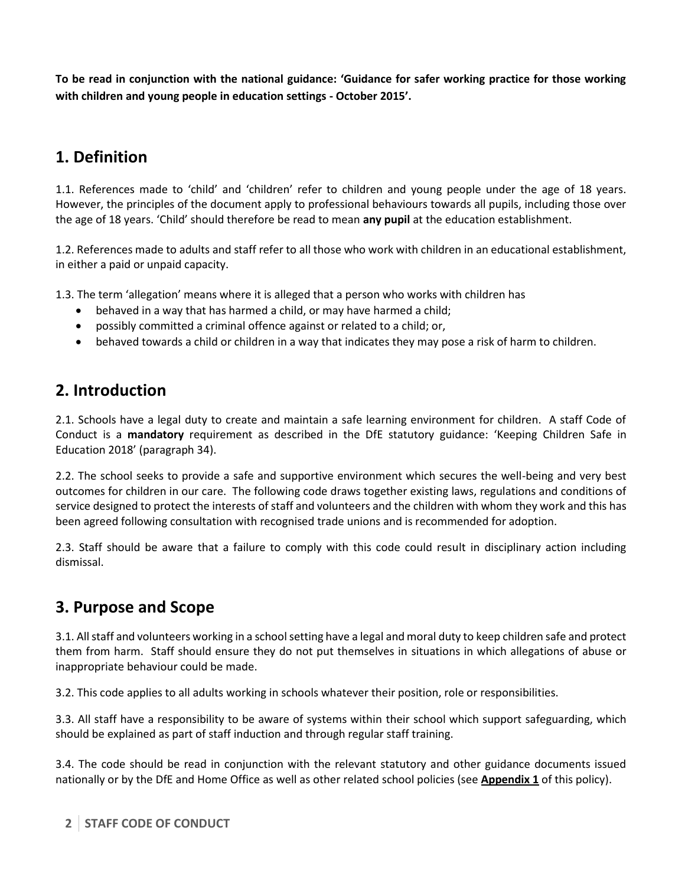**To be read in conjunction with the national guidance: 'Guidance for safer working practice for those working with children and young people in education settings - October 2015'.**

## 1. Definition

1.1. References made to 'child' and 'children' refer to children and young people under the age of 18 years. However, the principles of the document apply to professional behaviours towards all pupils, including those over the age of 18 years. 'Child' should therefore be read to mean **any pupil** at the education establishment.

1.2. References made to adults and staff refer to all those who work with children in an educational establishment, in either a paid or unpaid capacity.

1.3. The term 'allegation' means where it is alleged that a person who works with children has

- behaved in a way that has harmed a child, or may have harmed a child;
- possibly committed a criminal offence against or related to a child; or,
- behaved towards a child or children in a way that indicates they may pose a risk of harm to children.

## 2. Introduction

2.1. Schools have a legal duty to create and maintain a safe learning environment for children. A staff Code of Conduct is a **mandatory** requirement as described in the DfE statutory guidance: 'Keeping Children Safe in Education 2018' (paragraph 34).

2.2. The school seeks to provide a safe and supportive environment which secures the well-being and very best outcomes for children in our care. The following code draws together existing laws, regulations and conditions of service designed to protect the interests of staff and volunteers and the children with whom they work and this has been agreed following consultation with recognised trade unions and is recommended for adoption.

2.3. Staff should be aware that a failure to comply with this code could result in disciplinary action including dismissal.

## 3. Purpose and Scope

3.1. All staff and volunteers working in a school setting have a legal and moral duty to keep children safe and protect them from harm. Staff should ensure they do not put themselves in situations in which allegations of abuse or inappropriate behaviour could be made.

3.2. This code applies to all adults working in schools whatever their position, role or responsibilities.

3.3. All staff have a responsibility to be aware of systems within their school which support safeguarding, which should be explained as part of staff induction and through regular staff training.

3.4. The code should be read in conjunction with the relevant statutory and other guidance documents issued nationally or by the DfE and Home Office as well as other related school policies (see **Appendix 1** of this policy).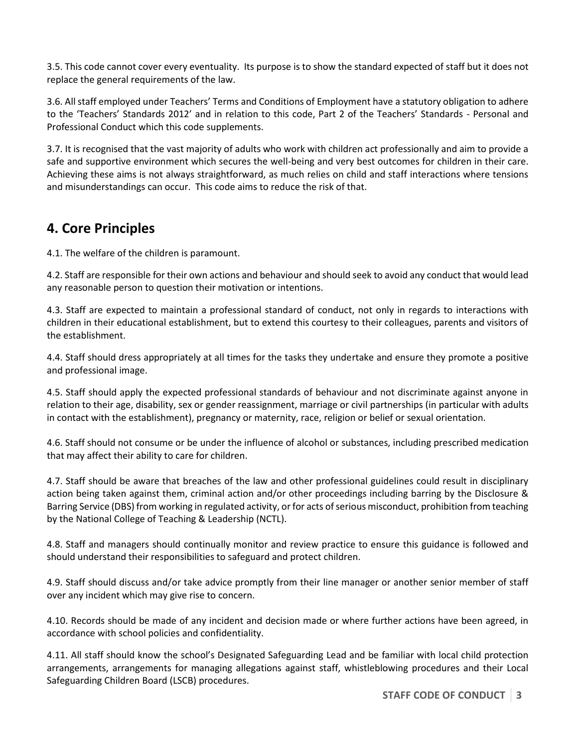3.5. This code cannot cover every eventuality. Its purpose is to show the standard expected of staff but it does not replace the general requirements of the law.

3.6. All staff employed under Teachers' Terms and Conditions of Employment have a statutory obligation to adhere to the 'Teachers' Standards 2012' and in relation to this code, Part 2 of the Teachers' Standards - Personal and Professional Conduct which this code supplements.

3.7. It is recognised that the vast majority of adults who work with children act professionally and aim to provide a safe and supportive environment which secures the well-being and very best outcomes for children in their care. Achieving these aims is not always straightforward, as much relies on child and staff interactions where tensions and misunderstandings can occur. This code aims to reduce the risk of that.

## 4. Core Principles

4.1. The welfare of the children is paramount.

4.2. Staff are responsible for their own actions and behaviour and should seek to avoid any conduct that would lead any reasonable person to question their motivation or intentions.

4.3. Staff are expected to maintain a professional standard of conduct, not only in regards to interactions with children in their educational establishment, but to extend this courtesy to their colleagues, parents and visitors of the establishment.

4.4. Staff should dress appropriately at all times for the tasks they undertake and ensure they promote a positive and professional image.

4.5. Staff should apply the expected professional standards of behaviour and not discriminate against anyone in relation to their age, disability, sex or gender reassignment, marriage or civil partnerships (in particular with adults in contact with the establishment), pregnancy or maternity, race, religion or belief or sexual orientation.

4.6. Staff should not consume or be under the influence of alcohol or substances, including prescribed medication that may affect their ability to care for children.

4.7. Staff should be aware that breaches of the law and other professional guidelines could result in disciplinary action being taken against them, criminal action and/or other proceedings including barring by the Disclosure & Barring Service (DBS) from working in regulated activity, or for acts of serious misconduct, prohibition from teaching by the National College of Teaching & Leadership (NCTL).

4.8. Staff and managers should continually monitor and review practice to ensure this guidance is followed and should understand their responsibilities to safeguard and protect children.

4.9. Staff should discuss and/or take advice promptly from their line manager or another senior member of staff over any incident which may give rise to concern.

4.10. Records should be made of any incident and decision made or where further actions have been agreed, in accordance with school policies and confidentiality.

4.11. All staff should know the school's Designated Safeguarding Lead and be familiar with local child protection arrangements, arrangements for managing allegations against staff, whistleblowing procedures and their Local Safeguarding Children Board (LSCB) procedures.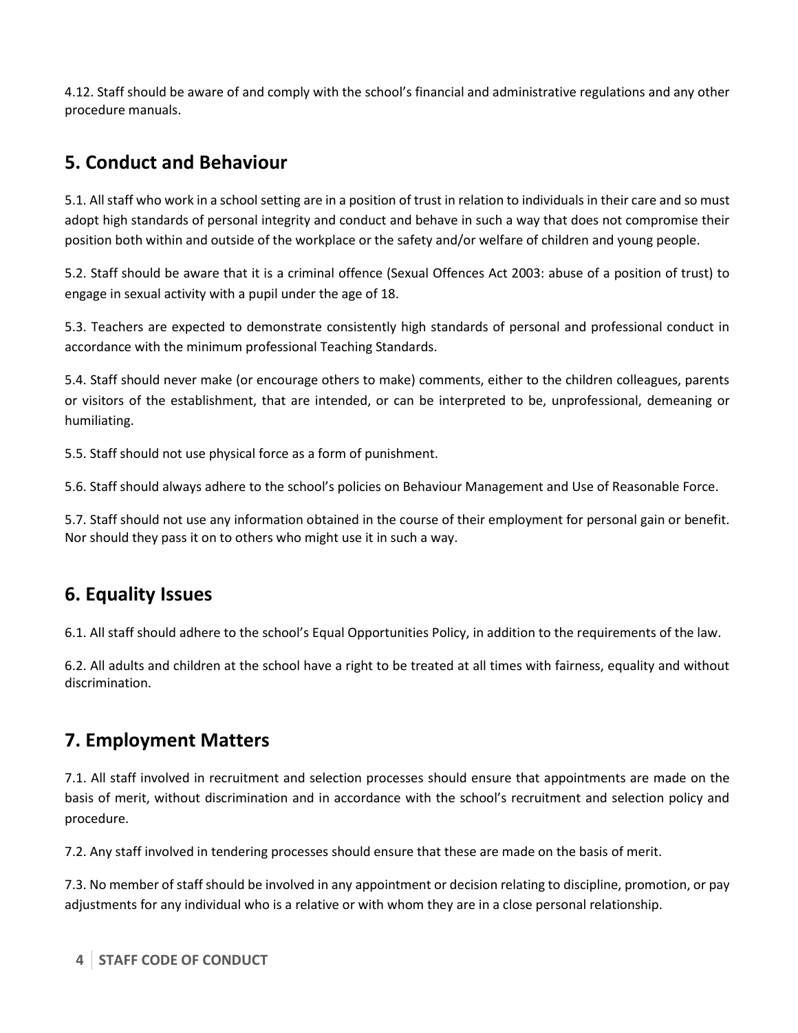4.12. Staff should be aware of and comply with the school's financial and administrative regulations and any other procedure manuals.

## 5. Conduct and Behaviour

5.1. All staff who work in a school setting are in a position of trust in relation to individuals in their care and so must adopt high standards of personal integrity and conduct and behave in such a way that does not compromise their position both within and outside of the workplace or the safety and/or welfare of children and young people.

5.2. Staff should be aware that it is a criminal offence (Sexual Offences Act 2003: abuse of a position of trust) to engage in sexual activity with a pupil under the age of 18.

5.3. Teachers are expected to demonstrate consistently high standards of personal and professional conduct in accordance with the minimum professional Teaching Standards.

5.4. Staff should never make (or encourage others to make) comments, either to the children colleagues, parents or visitors of the establishment, that are intended, or can be interpreted to be, unprofessional, demeaning or humiliating.

5.5. Staff should not use physical force as a form of punishment.

5.6. Staff should always adhere to the school's policies on Behaviour Management and Use of Reasonable Force.

5.7. Staff should not use any information obtained in the course of their employment for personal gain or benefit. Nor should they pass it on to others who might use it in such a way.

## 6. Equality Issues

6.1. All staff should adhere to the school's Equal Opportunities Policy, in addition to the requirements of the law.

6.2. All adults and children at the school have a right to be treated at all times with fairness, equality and without discrimination.

## 7. Employment Matters

7.1. All staff involved in recruitment and selection processes should ensure that appointments are made on the basis of merit, without discrimination and in accordance with the school's recruitment and selection policy and procedure.

7.2. Any staff involved in tendering processes should ensure that these are made on the basis of merit.

7.3. No member of staff should be involved in any appointment or decision relating to discipline, promotion, or pay adjustments for any individual who is a relative or with whom they are in a close personal relationship.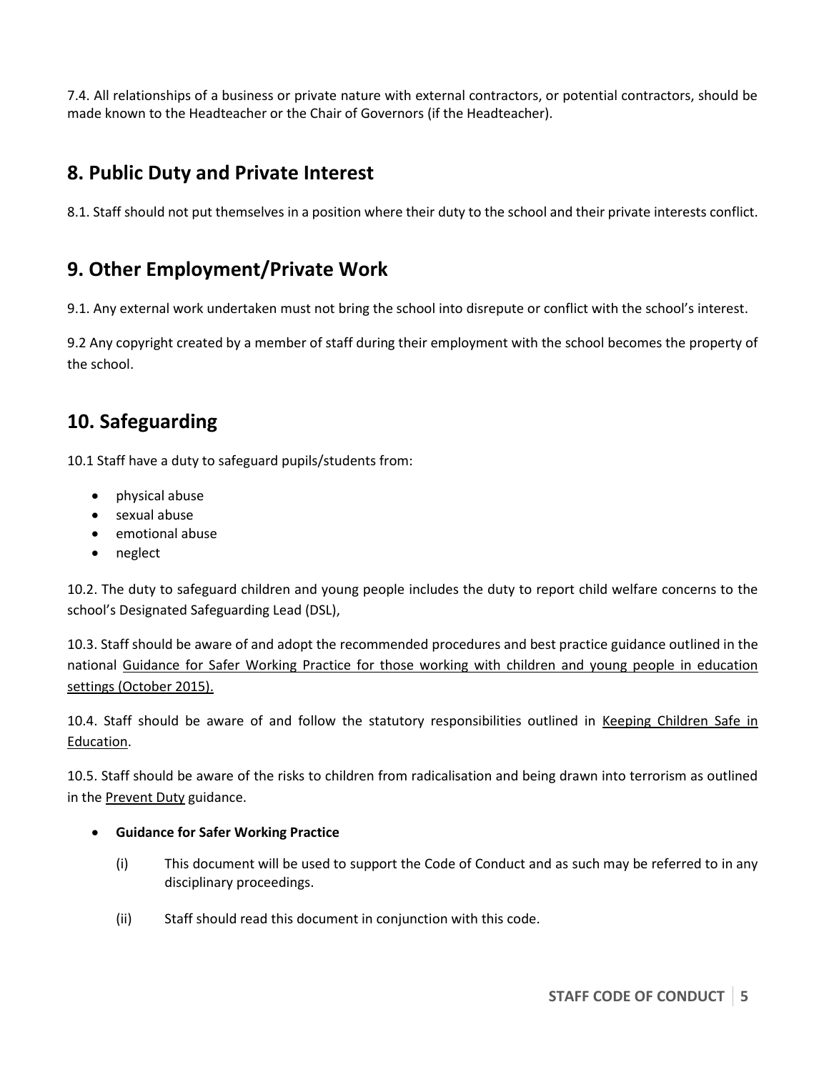7.4. All relationships of a business or private nature with external contractors, or potential contractors, should be made known to the Headteacher or the Chair of Governors (if the Headteacher).

## 8. Public Duty and Private Interest

8.1. Staff should not put themselves in a position where their duty to the school and their private interests conflict.

## 9. Other Employment/Private Work

9.1. Any external work undertaken must not bring the school into disrepute or conflict with the school's interest.

9.2 Any copyright created by a member of staff during their employment with the school becomes the property of the school.

## 10. Safeguarding

10.1 Staff have a duty to safeguard pupils/students from:

- physical abuse
- sexual abuse
- emotional abuse
- neglect

10.2. The duty to safeguard children and young people includes the duty to report child welfare concerns to the school's Designated Safeguarding Lead (DSL),

10.3. Staff should be aware of and adopt the recommended procedures and best practice guidance outlined in the national Guidance for Safer Working Practice for those working with children and young people in education settings (October 2015).

10.4. Staff should be aware of and follow the statutory responsibilities outlined in Keeping Children Safe in Education.

10.5. Staff should be aware of the risks to children from radicalisation and being drawn into terrorism as outlined in the Prevent Duty guidance.

- **Guidance for Safer Working Practice**

  (i) This document will be used to support the Code of Conduct and as such may be referred to in any disciplinary proceedings.

  (ii) Staff should read this document in conjunction with this code.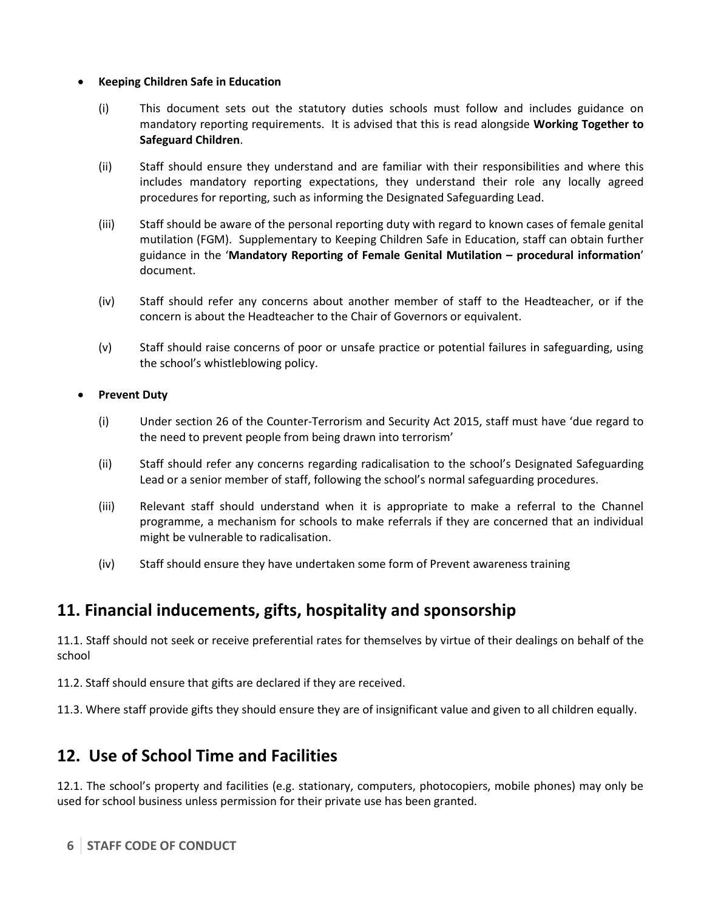- **Keeping Children Safe in Education**

  (i) This document sets out the statutory duties schools must follow and includes guidance on mandatory reporting requirements. It is advised that this is read alongside **Working Together to Safeguard Children**.

  (ii) Staff should ensure they understand and are familiar with their responsibilities and where this includes mandatory reporting expectations, they understand their role any locally agreed procedures for reporting, such as informing the Designated Safeguarding Lead.

  (iii) Staff should be aware of the personal reporting duty with regard to known cases of female genital mutilation (FGM). Supplementary to Keeping Children Safe in Education, staff can obtain further guidance in the '**Mandatory Reporting of Female Genital Mutilation – procedural information**' document.

  (iv) Staff should refer any concerns about another member of staff to the Headteacher, or if the concern is about the Headteacher to the Chair of Governors or equivalent.

  (v) Staff should raise concerns of poor or unsafe practice or potential failures in safeguarding, using the school's whistleblowing policy.

- **Prevent Duty**

  (i) Under section 26 of the Counter-Terrorism and Security Act 2015, staff must have 'due regard to the need to prevent people from being drawn into terrorism'

  (ii) Staff should refer any concerns regarding radicalisation to the school's Designated Safeguarding Lead or a senior member of staff, following the school's normal safeguarding procedures.

  (iii) Relevant staff should understand when it is appropriate to make a referral to the Channel programme, a mechanism for schools to make referrals if they are concerned that an individual might be vulnerable to radicalisation.

  (iv) Staff should ensure they have undertaken some form of Prevent awareness training

## 11. Financial inducements, gifts, hospitality and sponsorship

11.1. Staff should not seek or receive preferential rates for themselves by virtue of their dealings on behalf of the school

11.2. Staff should ensure that gifts are declared if they are received.

11.3. Where staff provide gifts they should ensure they are of insignificant value and given to all children equally.

## 12. Use of School Time and Facilities

12.1. The school's property and facilities (e.g. stationary, computers, photocopiers, mobile phones) may only be used for school business unless permission for their private use has been granted.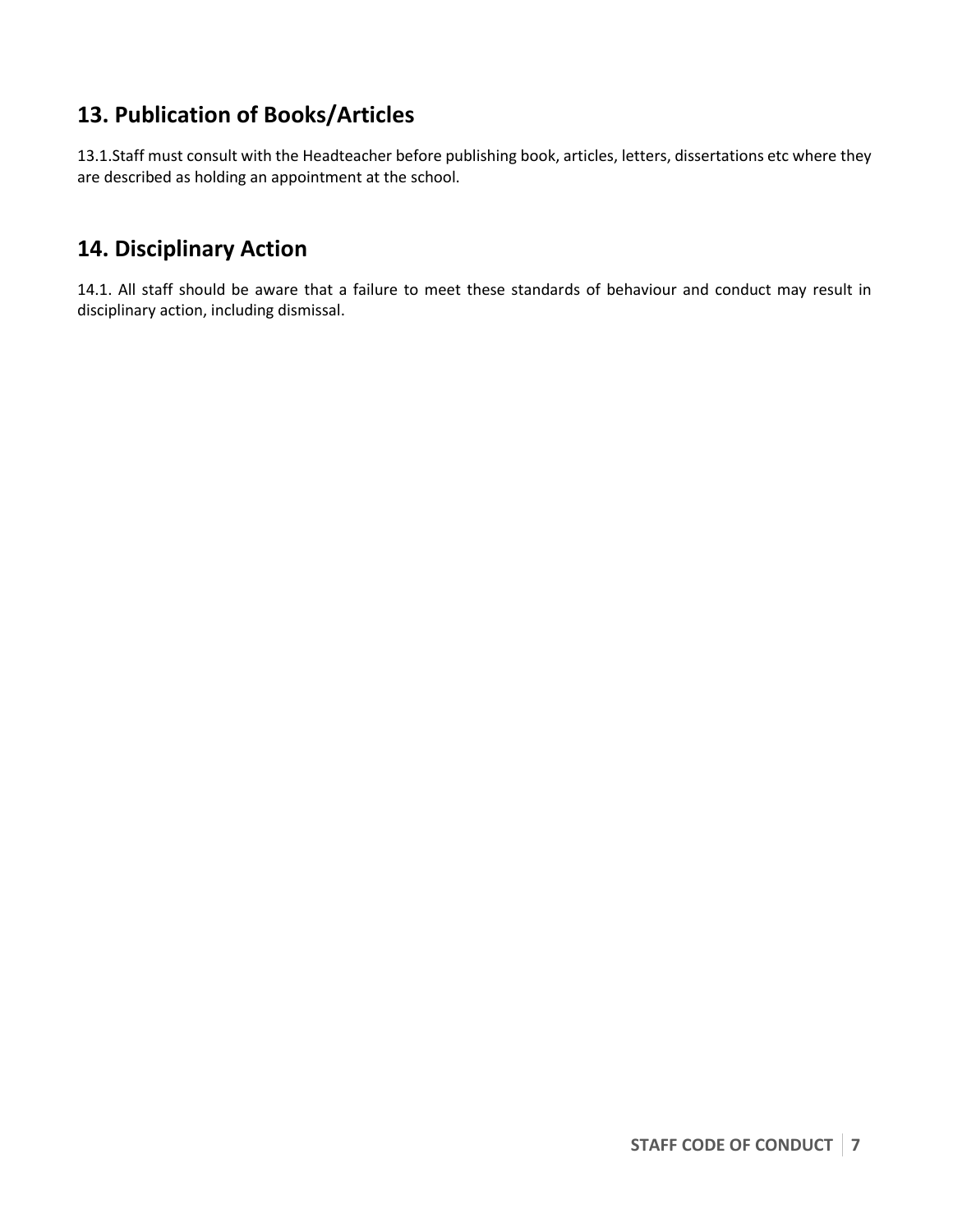## 13. Publication of Books/Articles

13.1.Staff must consult with the Headteacher before publishing book, articles, letters, dissertations etc where they are described as holding an appointment at the school.

## 14. Disciplinary Action

14.1. All staff should be aware that a failure to meet these standards of behaviour and conduct may result in disciplinary action, including dismissal.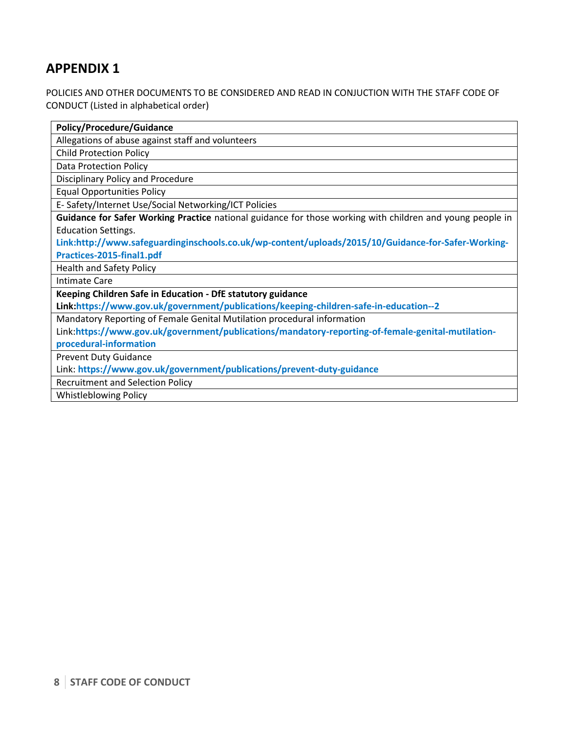## APPENDIX 1

POLICIES AND OTHER DOCUMENTS TO BE CONSIDERED AND READ IN CONJUCTION WITH THE STAFF CODE OF CONDUCT (Listed in alphabetical order)

| **Policy/Procedure/Guidance** |
|---|
| Allegations of abuse against staff and volunteers |
| Child Protection Policy |
| Data Protection Policy |
| Disciplinary Policy and Procedure |
| Equal Opportunities Policy |
| E- Safety/Internet Use/Social Networking/ICT Policies |
| **Guidance for Safer Working Practice** national guidance for those working with children and young people in Education Settings. **Link:http://www.safeguardinginschools.co.uk/wp-content/uploads/2015/10/Guidance-for-Safer-Working-Practices-2015-final1.pdf** |
| Health and Safety Policy |
| Intimate Care |
| **Keeping Children Safe in Education - DfE statutory guidance** **Link:https://www.gov.uk/government/publications/keeping-children-safe-in-education--2** |
| Mandatory Reporting of Female Genital Mutilation procedural information Link:**https://www.gov.uk/government/publications/mandatory-reporting-of-female-genital-mutilation-procedural-information** |
| Prevent Duty Guidance Link: **https://www.gov.uk/government/publications/prevent-duty-guidance** |
| Recruitment and Selection Policy |
| Whistleblowing Policy |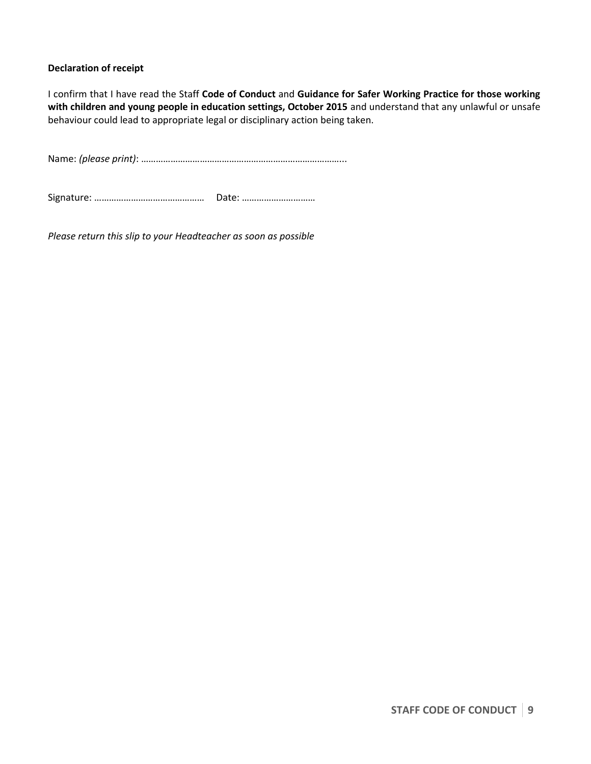**Declaration of receipt**

I confirm that I have read the Staff **Code of Conduct** and **Guidance for Safer Working Practice for those working with children and young people in education settings, October 2015** and understand that any unlawful or unsafe behaviour could lead to appropriate legal or disciplinary action being taken.

Name: *(please print)*: …………………………………………………………………………..

Signature: ……………………………………… Date: …………………………

*Please return this slip to your Headteacher as soon as possible*